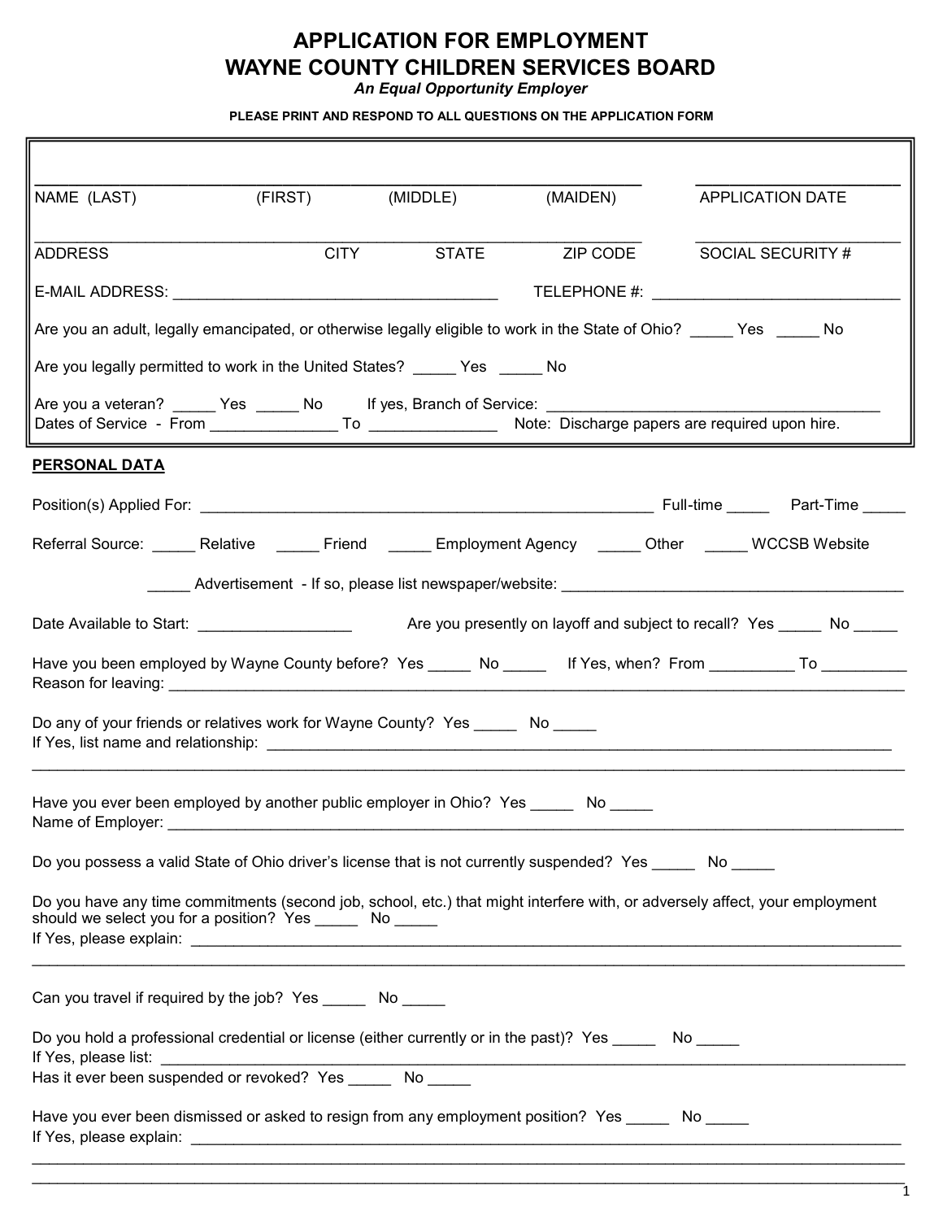# APPLICATION FOR EMPLOYMENT
# WAYNE COUNTY CHILDREN SERVICES BOARD

*An Equal Opportunity Employer*

**PLEASE PRINT AND RESPOND TO ALL QUESTIONS ON THE APPLICATION FORM**

NAME (LAST) (FIRST) (MIDDLE) (MAIDEN) ______________________________ APPLICATION DATE ______________

ADDRESS CITY STATE ZIP CODE ______________________________ SOCIAL SECURITY # ______________

E-MAIL ADDRESS: ______________________________ TELEPHONE #: ______________________________

Are you an adult, legally emancipated, or otherwise legally eligible to work in the State of Ohio? _____ Yes _____ No

Are you legally permitted to work in the United States? _____ Yes _____ No

Are you a veteran? _____ Yes _____ No If yes, Branch of Service: ______________________________
Dates of Service - From ______________ To ______________ Note: Discharge papers are required upon hire.

**PERSONAL DATA**

Position(s) Applied For: ______________________________ Full-time _____ Part-Time _____

Referral Source: _____ Relative _____ Friend _____ Employment Agency _____ Other _____ WCCSB Website

_____ Advertisement - If so, please list newspaper/website: ______________________________

Date Available to Start: ______________ Are you presently on layoff and subject to recall? Yes _____ No _____

Have you been employed by Wayne County before? Yes _____ No _____ If Yes, when? From __________ To __________
Reason for leaving: ______________________________

Do any of your friends or relatives work for Wayne County? Yes _____ No _____
If Yes, list name and relationship: ______________________________

Have you ever been employed by another public employer in Ohio? Yes _____ No _____
Name of Employer: ______________________________

Do you possess a valid State of Ohio driver's license that is not currently suspended? Yes _____ No _____

Do you have any time commitments (second job, school, etc.) that might interfere with, or adversely affect, your employment should we select you for a position? Yes _____ No _____
If Yes, please explain: ______________________________

Can you travel if required by the job? Yes _____ No _____

Do you hold a professional credential or license (either currently or in the past)? Yes _____ No _____
If Yes, please list: ______________________________
Has it ever been suspended or revoked? Yes _____ No _____

Have you ever been dismissed or asked to resign from any employment position? Yes _____ No _____
If Yes, please explain: ______________________________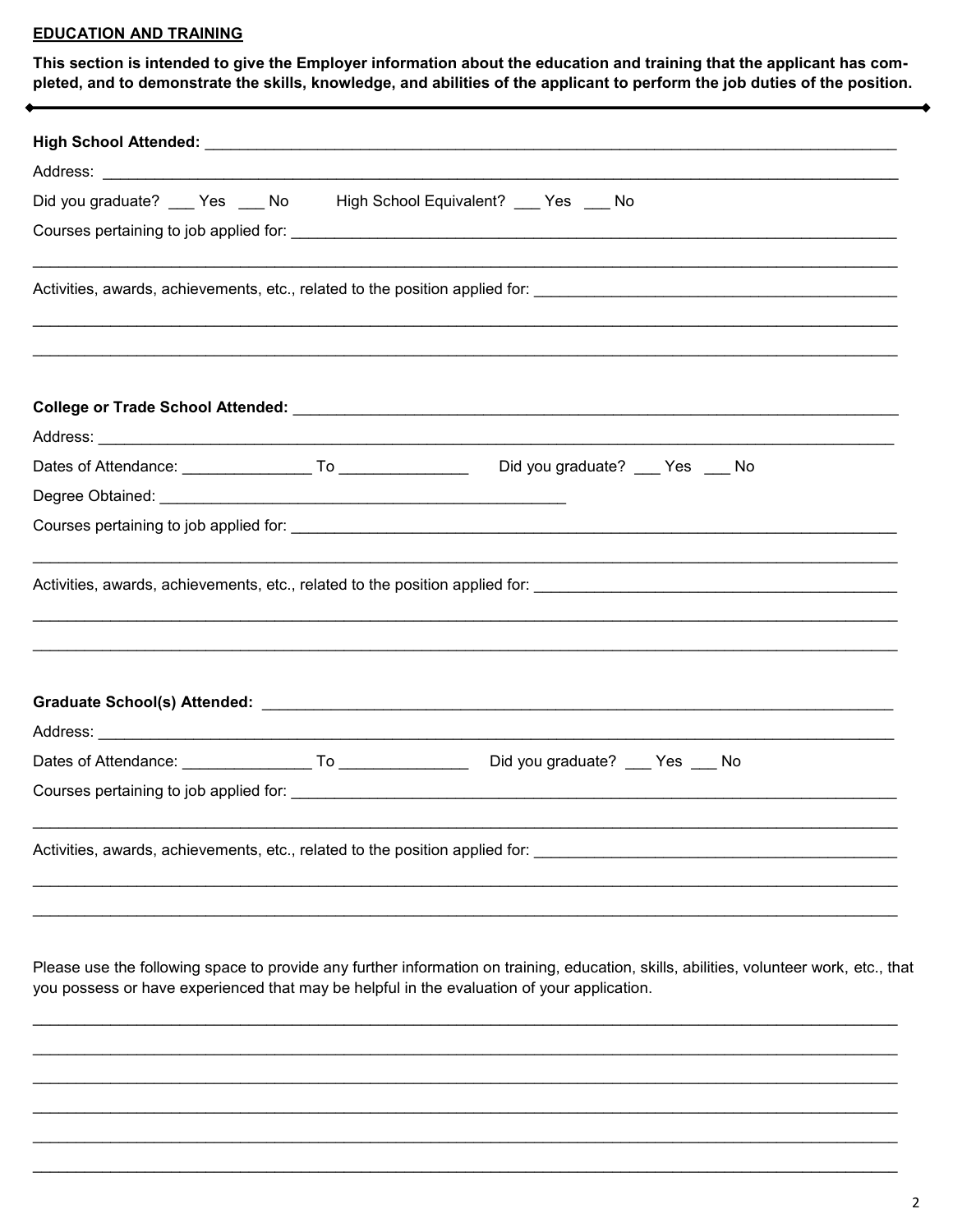## EDUCATION AND TRAINING

**This section is intended to give the Employer information about the education and training that the applicant has completed, and to demonstrate the skills, knowledge, and abilities of the applicant to perform the job duties of the position.**

---

**High School Attended:** ____________________________________________

Address: ____________________________________________

Did you graduate? ___ Yes ___ No    High School Equivalent? ___ Yes ___ No

Courses pertaining to job applied for: ____________________________________________

____________________________________________

Activities, awards, achievements, etc., related to the position applied for: ____________________________________________

____________________________________________

____________________________________________

**College or Trade School Attended:** ____________________________________________

Address: ____________________________________________

Dates of Attendance: _______________ To _______________    Did you graduate? ___ Yes ___ No

Degree Obtained: ____________________________________________

Courses pertaining to job applied for: ____________________________________________

____________________________________________

Activities, awards, achievements, etc., related to the position applied for: ____________________________________________

____________________________________________

____________________________________________

**Graduate School(s) Attended:** ____________________________________________

Address: ____________________________________________

Dates of Attendance: _______________ To _______________    Did you graduate? ___ Yes ___ No

Courses pertaining to job applied for: ____________________________________________

____________________________________________

Activities, awards, achievements, etc., related to the position applied for: ____________________________________________

____________________________________________

____________________________________________

Please use the following space to provide any further information on training, education, skills, abilities, volunteer work, etc., that you possess or have experienced that may be helpful in the evaluation of your application.

____________________________________________

____________________________________________

____________________________________________

____________________________________________

____________________________________________

____________________________________________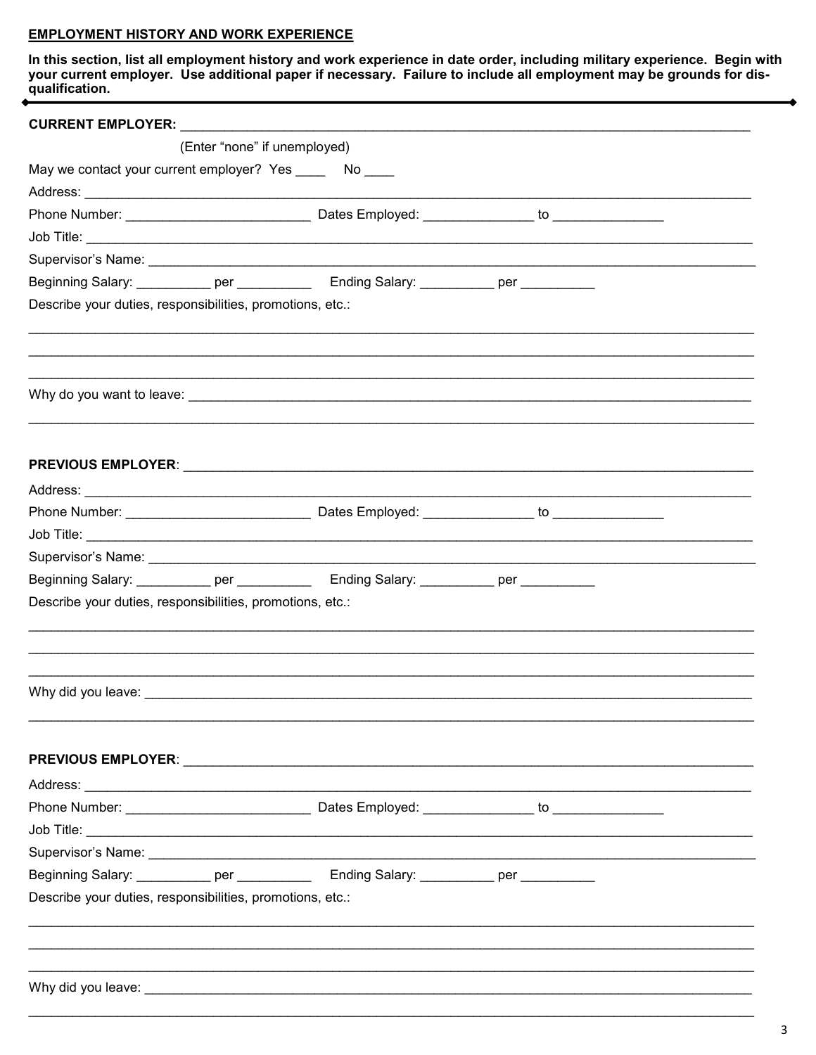**EMPLOYMENT HISTORY AND WORK EXPERIENCE**

**In this section, list all employment history and work experience in date order, including military experience. Begin with your current employer. Use additional paper if necessary. Failure to include all employment may be grounds for disqualification.**

---

**CURRENT EMPLOYER:** ______________________________________________________________________________

(Enter "none" if unemployed)

May we contact your current employer? Yes ____ No ____

Address: ______________________________________________________________________________

Phone Number: _________________________ Dates Employed: _______________ to _______________

Job Title: ______________________________________________________________________________

Supervisor's Name: ______________________________________________________________________________

Beginning Salary: __________ per __________ Ending Salary: __________ per __________

Describe your duties, responsibilities, promotions, etc.:

______________________________________________________________________________

______________________________________________________________________________

______________________________________________________________________________

Why do you want to leave: ______________________________________________________________________________

______________________________________________________________________________

**PREVIOUS EMPLOYER**: ______________________________________________________________________________

Address: ______________________________________________________________________________

Phone Number: _________________________ Dates Employed: _______________ to _______________

Job Title: ______________________________________________________________________________

Supervisor's Name: ______________________________________________________________________________

Beginning Salary: __________ per __________ Ending Salary: __________ per __________

Describe your duties, responsibilities, promotions, etc.:

______________________________________________________________________________

______________________________________________________________________________

______________________________________________________________________________

Why did you leave: ______________________________________________________________________________

______________________________________________________________________________

**PREVIOUS EMPLOYER**: ______________________________________________________________________________

Address: ______________________________________________________________________________

Phone Number: _________________________ Dates Employed: _______________ to _______________

Job Title: ______________________________________________________________________________

Supervisor's Name: ______________________________________________________________________________

Beginning Salary: __________ per __________ Ending Salary: __________ per __________

Describe your duties, responsibilities, promotions, etc.:

______________________________________________________________________________

______________________________________________________________________________

______________________________________________________________________________

Why did you leave: ______________________________________________________________________________

______________________________________________________________________________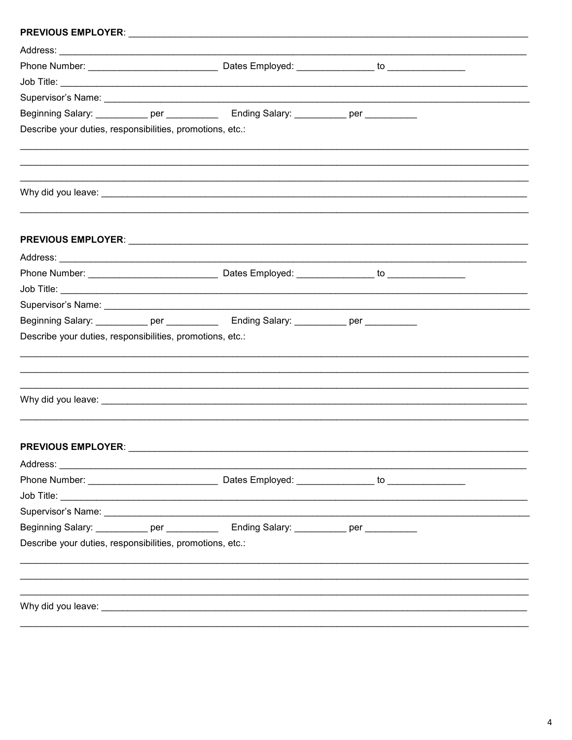**PREVIOUS EMPLOYER**: ___________________________________________________________________________

Address: ______________________________________________________________________________________

Phone Number: ________________________ Dates Employed: ______________ to ______________

Job Title: _____________________________________________________________________________________

Supervisor's Name: _____________________________________________________________________________

Beginning Salary: __________ per __________ Ending Salary: __________ per __________

Describe your duties, responsibilities, promotions, etc.:

_______________________________________________________________________________________________

_______________________________________________________________________________________________

_______________________________________________________________________________________________

Why did you leave: _______________________________________________________________________________

_______________________________________________________________________________________________

**PREVIOUS EMPLOYER**: ___________________________________________________________________________

Address: ______________________________________________________________________________________

Phone Number: ________________________ Dates Employed: ______________ to ______________

Job Title: _____________________________________________________________________________________

Supervisor's Name: _____________________________________________________________________________

Beginning Salary: __________ per __________ Ending Salary: __________ per __________

Describe your duties, responsibilities, promotions, etc.:

_______________________________________________________________________________________________

_______________________________________________________________________________________________

_______________________________________________________________________________________________

Why did you leave: _______________________________________________________________________________

_______________________________________________________________________________________________

**PREVIOUS EMPLOYER**: ___________________________________________________________________________

Address: ______________________________________________________________________________________

Phone Number: ________________________ Dates Employed: ______________ to ______________

Job Title: _____________________________________________________________________________________

Supervisor's Name: _____________________________________________________________________________

Beginning Salary: __________ per __________ Ending Salary: __________ per __________

Describe your duties, responsibilities, promotions, etc.:

_______________________________________________________________________________________________

_______________________________________________________________________________________________

_______________________________________________________________________________________________

Why did you leave: _______________________________________________________________________________

_______________________________________________________________________________________________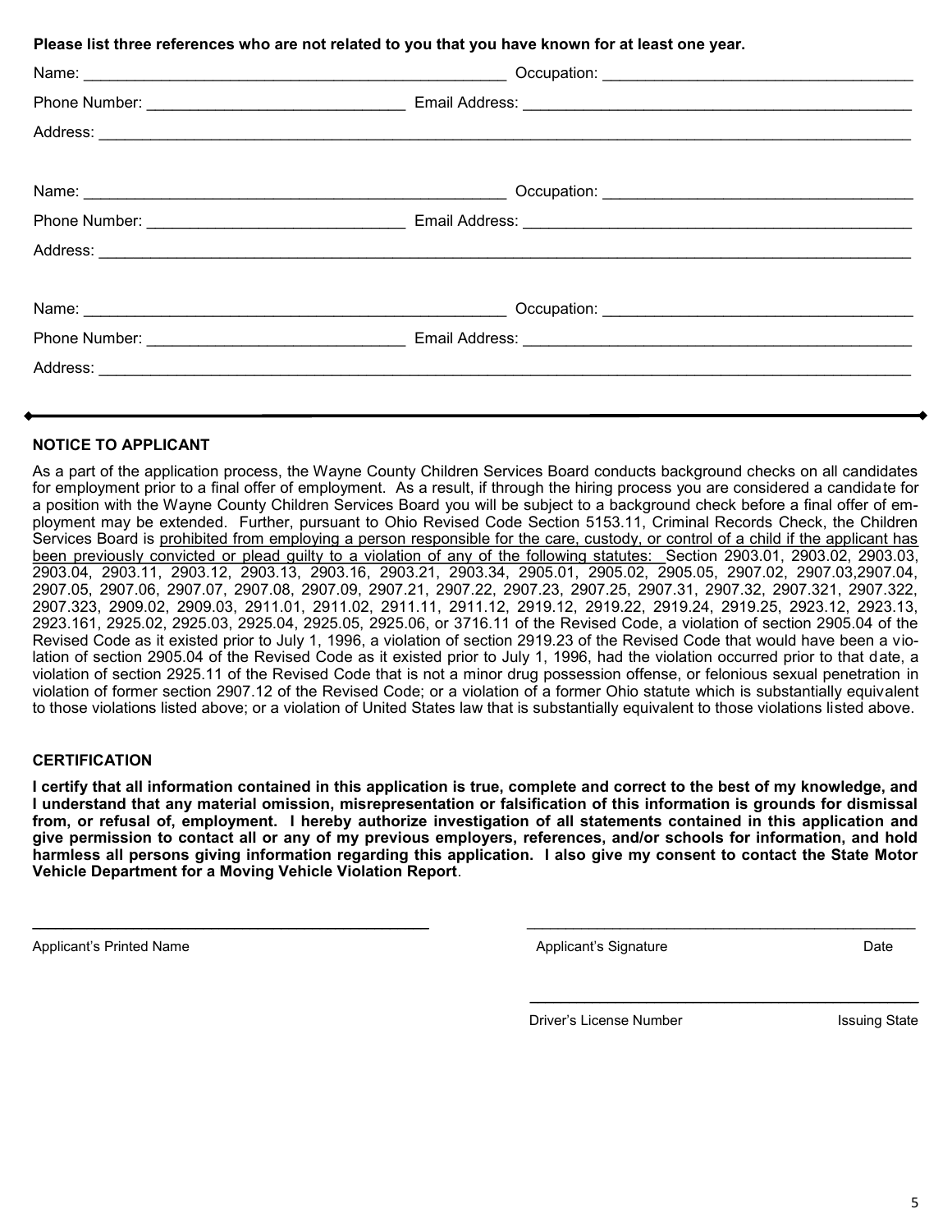**Please list three references who are not related to you that you have known for at least one year.**

Name: ______________________________ Occupation: ______________________________

Phone Number: ______________________________ Email Address: ______________________________

Address: ______________________________________________________________

Name: ______________________________ Occupation: ______________________________

Phone Number: ______________________________ Email Address: ______________________________

Address: ______________________________________________________________

Name: ______________________________ Occupation: ______________________________

Phone Number: ______________________________ Email Address: ______________________________

Address: ______________________________________________________________

---

**NOTICE TO APPLICANT**

As a part of the application process, the Wayne County Children Services Board conducts background checks on all candidates for employment prior to a final offer of employment. As a result, if through the hiring process you are considered a candidate for a position with the Wayne County Children Services Board you will be subject to a background check before a final offer of employment may be extended. Further, pursuant to Ohio Revised Code Section 5153.11, Criminal Records Check, the Children Services Board is <u>prohibited from employing a person responsible for the care, custody, or control of a child if the applicant has been previously convicted or plead guilty to a violation of any of the following statutes:</u> Section 2903.01, 2903.02, 2903.03, 2903.04, 2903.11, 2903.12, 2903.13, 2903.16, 2903.21, 2903.34, 2905.01, 2905.02, 2905.05, 2907.02, 2907.03,2907.04, 2907.05, 2907.06, 2907.07, 2907.08, 2907.09, 2907.21, 2907.22, 2907.23, 2907.25, 2907.31, 2907.32, 2907.321, 2907.322, 2907.323, 2909.02, 2909.03, 2911.01, 2911.02, 2911.11, 2911.12, 2919.12, 2919.22, 2919.24, 2919.25, 2923.12, 2923.13, 2923.161, 2925.02, 2925.03, 2925.04, 2925.05, 2925.06, or 3716.11 of the Revised Code, a violation of section 2905.04 of the Revised Code as it existed prior to July 1, 1996, a violation of section 2919.23 of the Revised Code that would have been a violation of section 2905.04 of the Revised Code as it existed prior to July 1, 1996, had the violation occurred prior to that date, a violation of section 2925.11 of the Revised Code that is not a minor drug possession offense, or felonious sexual penetration in violation of former section 2907.12 of the Revised Code; or a violation of a former Ohio statute which is substantially equivalent to those violations listed above; or a violation of United States law that is substantially equivalent to those violations listed above.

**CERTIFICATION**

**I certify that all information contained in this application is true, complete and correct to the best of my knowledge, and I understand that any material omission, misrepresentation or falsification of this information is grounds for dismissal from, or refusal of, employment. I hereby authorize investigation of all statements contained in this application and give permission to contact all or any of my previous employers, references, and/or schools for information, and hold harmless all persons giving information regarding this application. I also give my consent to contact the State Motor Vehicle Department for a Moving Vehicle Violation Report**.

______________________________ ______________________________

Applicant's Printed Name Applicant's Signature Date

______________________________

Driver's License Number Issuing State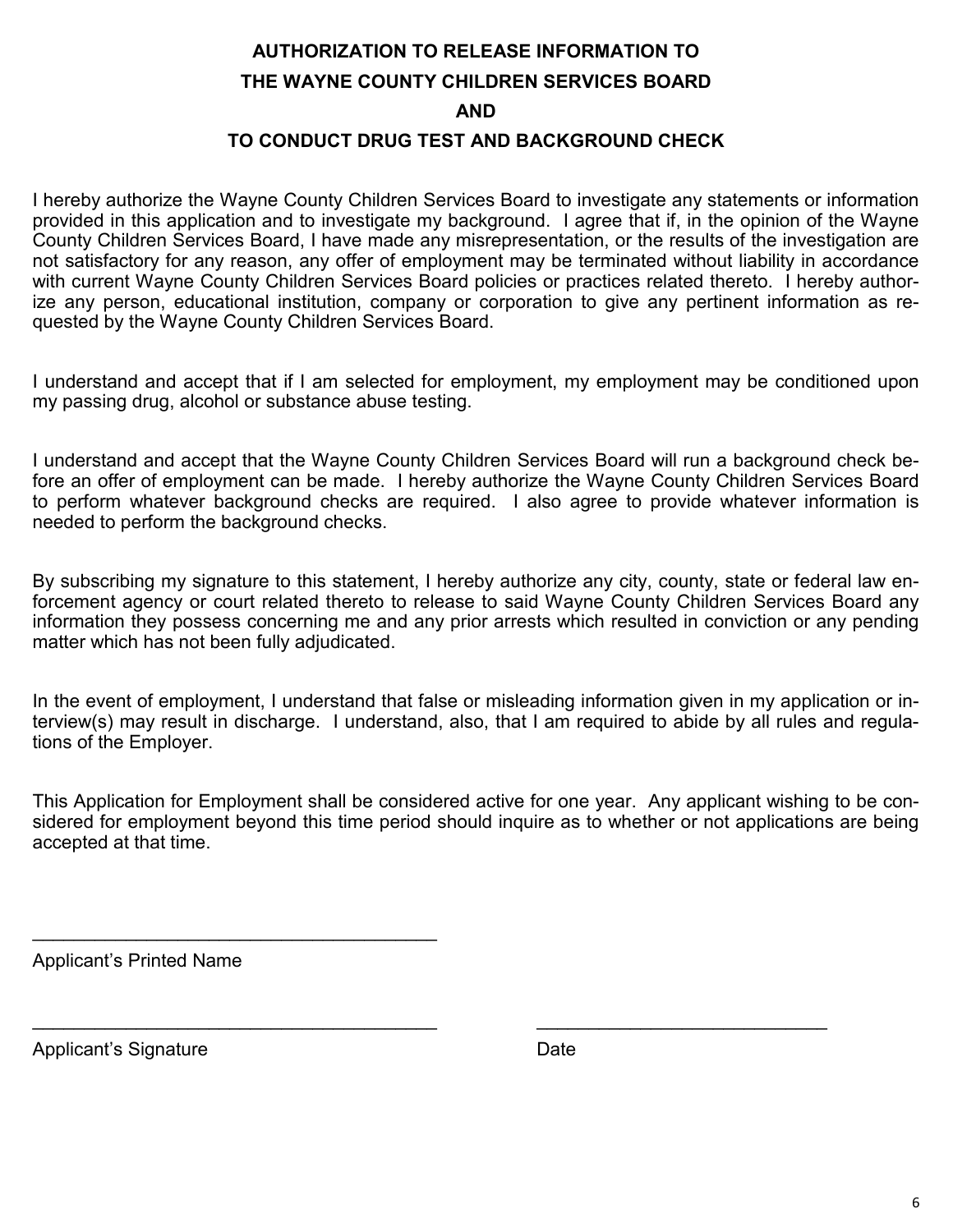# AUTHORIZATION TO RELEASE INFORMATION TO
# THE WAYNE COUNTY CHILDREN SERVICES BOARD
# AND
# TO CONDUCT DRUG TEST AND BACKGROUND CHECK

I hereby authorize the Wayne County Children Services Board to investigate any statements or information provided in this application and to investigate my background. I agree that if, in the opinion of the Wayne County Children Services Board, I have made any misrepresentation, or the results of the investigation are not satisfactory for any reason, any offer of employment may be terminated without liability in accordance with current Wayne County Children Services Board policies or practices related thereto. I hereby authorize any person, educational institution, company or corporation to give any pertinent information as requested by the Wayne County Children Services Board.

I understand and accept that if I am selected for employment, my employment may be conditioned upon my passing drug, alcohol or substance abuse testing.

I understand and accept that the Wayne County Children Services Board will run a background check before an offer of employment can be made. I hereby authorize the Wayne County Children Services Board to perform whatever background checks are required. I also agree to provide whatever information is needed to perform the background checks.

By subscribing my signature to this statement, I hereby authorize any city, county, state or federal law enforcement agency or court related thereto to release to said Wayne County Children Services Board any information they possess concerning me and any prior arrests which resulted in conviction or any pending matter which has not been fully adjudicated.

In the event of employment, I understand that false or misleading information given in my application or interview(s) may result in discharge. I understand, also, that I am required to abide by all rules and regulations of the Employer.

This Application for Employment shall be considered active for one year. Any applicant wishing to be considered for employment beyond this time period should inquire as to whether or not applications are being accepted at that time.

________________________________________
Applicant's Printed Name

________________________________________ ____________________________
Applicant's Signature Date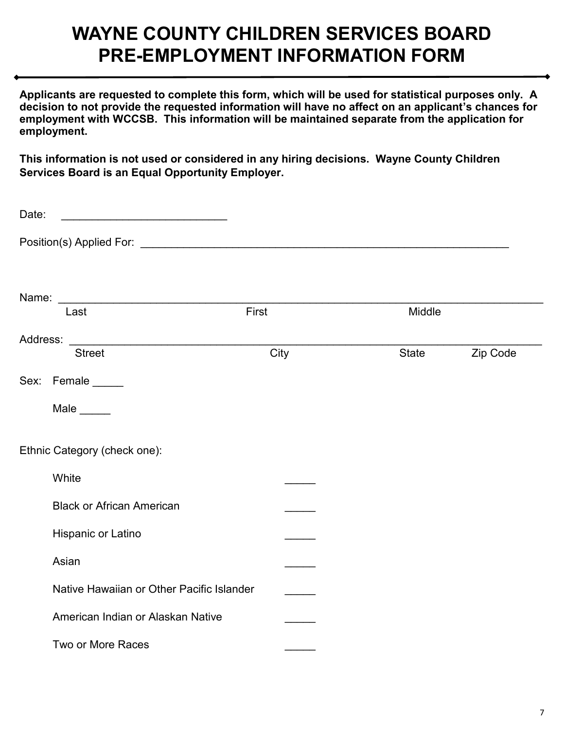# WAYNE COUNTY CHILDREN SERVICES BOARD PRE-EMPLOYMENT INFORMATION FORM

**Applicants are requested to complete this form, which will be used for statistical purposes only. A decision to not provide the requested information will have no affect on an applicant's chances for employment with WCCSB. This information will be maintained separate from the application for employment.**

**This information is not used or considered in any hiring decisions. Wayne County Children Services Board is an Equal Opportunity Employer.**

Date: ___________________________

Position(s) Applied For: ____________________________________________________________

Name: ______________________________________________________________________________

Last First Middle

Address: ____________________________________________________________________________

Street City State Zip Code

Sex: Female _____

Male _____

Ethnic Category (check one):

White _____

Black or African American _____

Hispanic or Latino _____

Asian _____

Native Hawaiian or Other Pacific Islander _____

American Indian or Alaskan Native _____

Two or More Races _____